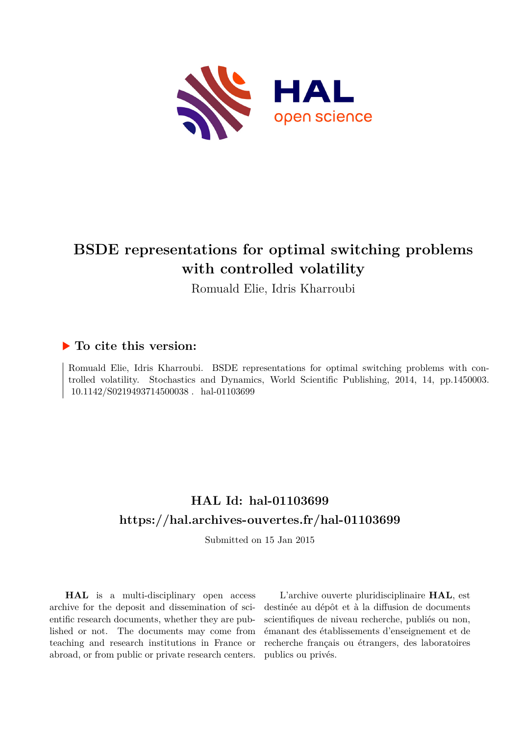# BSDE representations for optimal switching problems with controlled volatility

Romuald Elie, Idris Kharroubi

## ▶ To cite this version:

Romuald Elie, Idris Kharroubi. BSDE representations for optimal switching problems with controlled volatility. Stochastics and Dynamics, World Scientific Publishing, 2014, 14, pp.1450003. 10.1142/S0219493714500038 . hal-01103699

## HAL Id: hal-01103699

## https://hal.archives-ouvertes.fr/hal-01103699

Submitted on 15 Jan 2015

**HAL** is a multi-disciplinary open access archive for the deposit and dissemination of scientific research documents, whether they are published or not. The documents may come from teaching and research institutions in France or abroad, or from public or private research centers.

L'archive ouverte pluridisciplinaire **HAL**, est destinée au dépôt et à la diffusion de documents scientifiques de niveau recherche, publiés ou non, émanant des établissements d'enseignement et de recherche français ou étrangers, des laboratoires publics ou privés.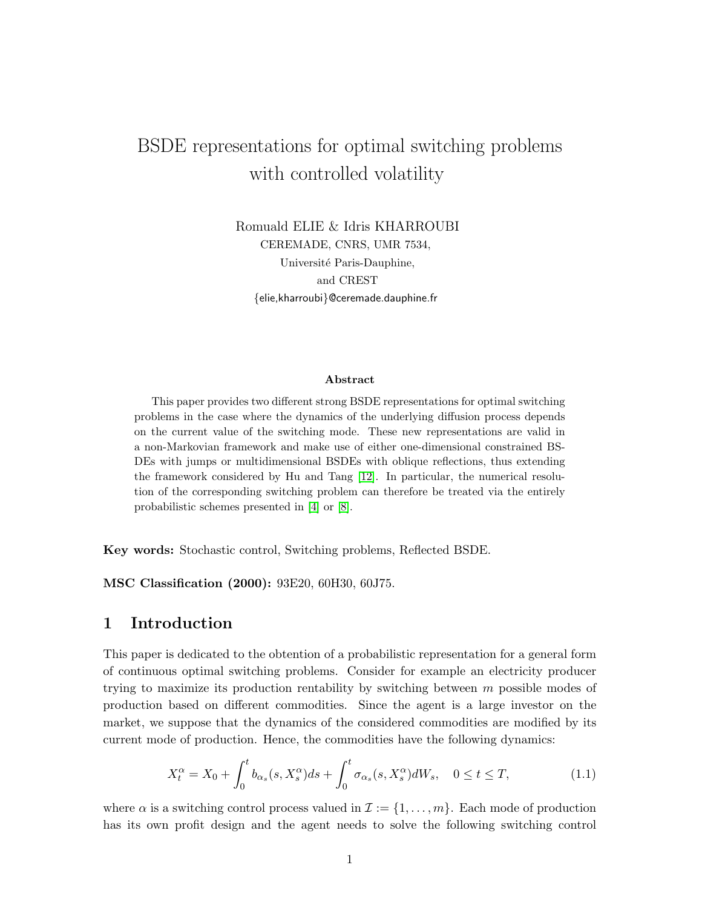# BSDE representations for optimal switching problems with controlled volatility

Romuald ELIE & Idris KHARROUBI
CEREMADE, CNRS, UMR 7534,
Université Paris-Dauphine,
and CREST
{elie,kharroubi}@ceremade.dauphine.fr

**Abstract**

This paper provides two different strong BSDE representations for optimal switching problems in the case where the dynamics of the underlying diffusion process depends on the current value of the switching mode. These new representations are valid in a non-Markovian framework and make use of either one-dimensional constrained BSDEs with jumps or multidimensional BSDEs with oblique reflections, thus extending the framework considered by Hu and Tang [12]. In particular, the numerical resolution of the corresponding switching problem can therefore be treated via the entirely probabilistic schemes presented in [4] or [8].

**Key words:** Stochastic control, Switching problems, Reflected BSDE.

**MSC Classification (2000):** 93E20, 60H30, 60J75.

## 1 Introduction

This paper is dedicated to the obtention of a probabilistic representation for a general form of continuous optimal switching problems. Consider for example an electricity producer trying to maximize its production rentability by switching between $m$ possible modes of production based on different commodities. Since the agent is a large investor on the market, we suppose that the dynamics of the considered commodities are modified by its current mode of production. Hence, the commodities have the following dynamics:

$$X_t^\alpha = X_0 + \int_0^t b_{\alpha_s}(s, X_s^\alpha)ds + \int_0^t \sigma_{\alpha_s}(s, X_s^\alpha)dW_s, \quad 0 \le t \le T, \tag{1.1}$$

where $\alpha$ is a switching control process valued in $\mathcal{I} := \{1, \ldots, m\}$. Each mode of production has its own profit design and the agent needs to solve the following switching control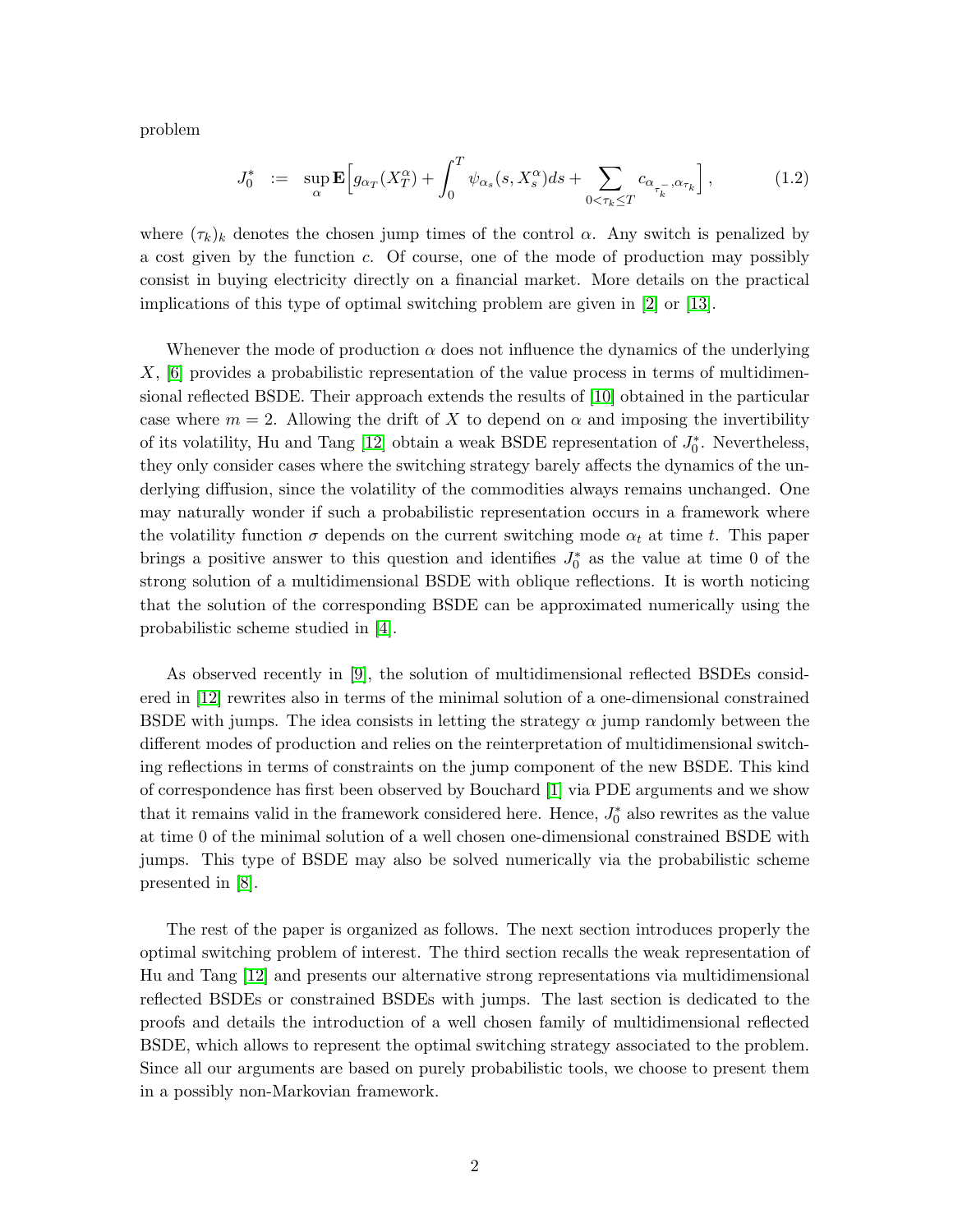problem

$$J_0^* \;\; := \;\; \sup_{\alpha} \mathbf{E}\Big[ g_{\alpha_T}(X_T^\alpha) + \int_0^T \psi_{\alpha_s}(s, X_s^\alpha) ds + \sum_{0<\tau_k \le T} c_{\alpha_{\tau_k^-}, \alpha_{\tau_k}} \Big] , \tag{1.2}$$

where $(\tau_k)_k$ denotes the chosen jump times of the control $\alpha$. Any switch is penalized by a cost given by the function $c$. Of course, one of the mode of production may possibly consist in buying electricity directly on a financial market. More details on the practical implications of this type of optimal switching problem are given in [2] or [13].

Whenever the mode of production $\alpha$ does not influence the dynamics of the underlying $X$, [6] provides a probabilistic representation of the value process in terms of multidimensional reflected BSDE. Their approach extends the results of [10] obtained in the particular case where $m = 2$. Allowing the drift of $X$ to depend on $\alpha$ and imposing the invertibility of its volatility, Hu and Tang [12] obtain a weak BSDE representation of $J_0^*$. Nevertheless, they only consider cases where the switching strategy barely affects the dynamics of the underlying diffusion, since the volatility of the commodities always remains unchanged. One may naturally wonder if such a probabilistic representation occurs in a framework where the volatility function $\sigma$ depends on the current switching mode $\alpha_t$ at time $t$. This paper brings a positive answer to this question and identifies $J_0^*$ as the value at time 0 of the strong solution of a multidimensional BSDE with oblique reflections. It is worth noticing that the solution of the corresponding BSDE can be approximated numerically using the probabilistic scheme studied in [4].

As observed recently in [9], the solution of multidimensional reflected BSDEs considered in [12] rewrites also in terms of the minimal solution of a one-dimensional constrained BSDE with jumps. The idea consists in letting the strategy $\alpha$ jump randomly between the different modes of production and relies on the reinterpretation of multidimensional switching reflections in terms of constraints on the jump component of the new BSDE. This kind of correspondence has first been observed by Bouchard [1] via PDE arguments and we show that it remains valid in the framework considered here. Hence, $J_0^*$ also rewrites as the value at time 0 of the minimal solution of a well chosen one-dimensional constrained BSDE with jumps. This type of BSDE may also be solved numerically via the probabilistic scheme presented in [8].

The rest of the paper is organized as follows. The next section introduces properly the optimal switching problem of interest. The third section recalls the weak representation of Hu and Tang [12] and presents our alternative strong representations via multidimensional reflected BSDEs or constrained BSDEs with jumps. The last section is dedicated to the proofs and details the introduction of a well chosen family of multidimensional reflected BSDE, which allows to represent the optimal switching strategy associated to the problem. Since all our arguments are based on purely probabilistic tools, we choose to present them in a possibly non-Markovian framework.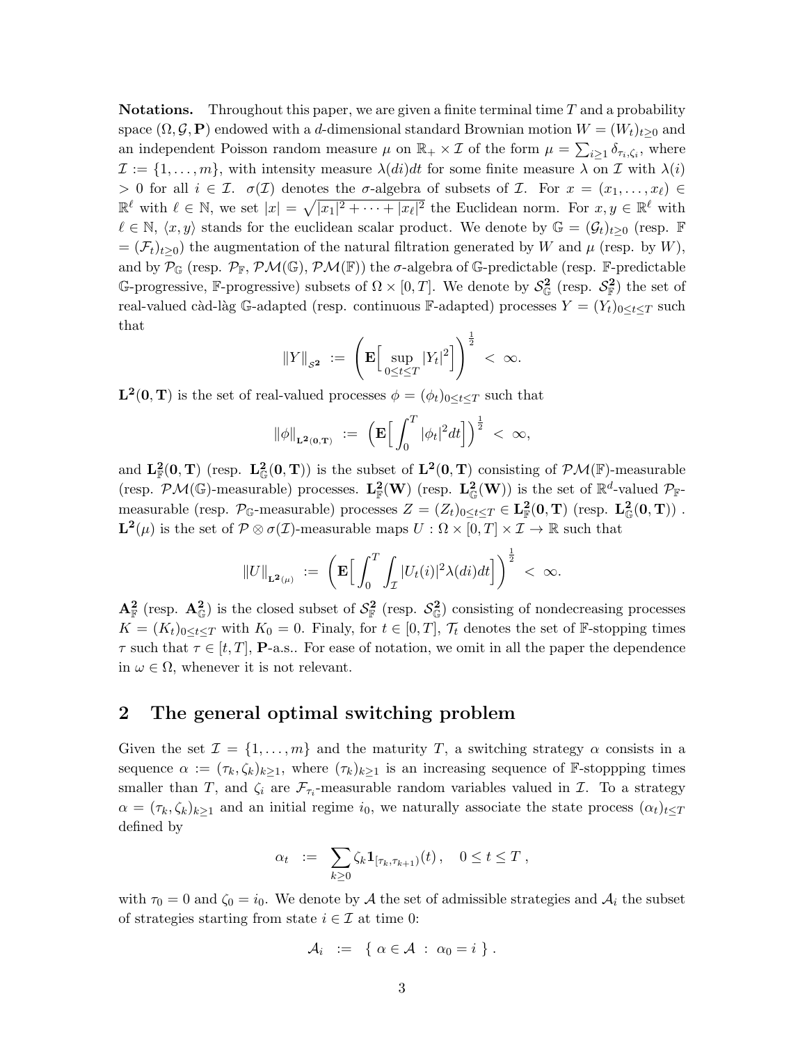**Notations.** Throughout this paper, we are given a finite terminal time $T$ and a probability space $(\Omega, \mathcal{G}, \mathbf{P})$ endowed with a $d$-dimensional standard Brownian motion $W = (W_t)_{t\geq 0}$ and an independent Poisson random measure $\mu$ on $\mathbb{R}_+ \times \mathcal{I}$ of the form $\mu = \sum_{i\geq 1} \delta_{\tau_i, \zeta_i}$, where $\mathcal{I} := \{1, \ldots, m\}$, with intensity measure $\lambda(di)dt$ for some finite measure $\lambda$ on $\mathcal{I}$ with $\lambda(i) > 0$ for all $i \in \mathcal{I}$. $\sigma(\mathcal{I})$ denotes the $\sigma$-algebra of subsets of $\mathcal{I}$. For $x = (x_1, \ldots, x_\ell) \in \mathbb{R}^\ell$ with $\ell \in \mathbb{N}$, we set $|x| = \sqrt{|x_1|^2 + \cdots + |x_\ell|^2}$ the Euclidean norm. For $x, y \in \mathbb{R}^\ell$ with $\ell \in \mathbb{N}$, $\langle x, y \rangle$ stands for the euclidean scalar product. We denote by $\mathbb{G} = (\mathcal{G}_t)_{t\geq 0}$ (resp. $\mathbb{F} = (\mathcal{F}_t)_{t\geq 0}$) the augmentation of the natural filtration generated by $W$ and $\mu$ (resp. by $W$), and by $\mathcal{P}_\mathbb{G}$ (resp. $\mathcal{P}_\mathbb{F}$, $\mathcal{PM}(\mathbb{G})$, $\mathcal{PM}(\mathbb{F})$) the $\sigma$-algebra of $\mathbb{G}$-predictable (resp. $\mathbb{F}$-predictable $\mathbb{G}$-progressive, $\mathbb{F}$-progressive) subsets of $\Omega \times [0, T]$. We denote by $\mathcal{S}^{\mathbf{2}}_\mathbb{G}$ (resp. $\mathcal{S}^{\mathbf{2}}_\mathbb{F}$) the set of real-valued càd-làg $\mathbb{G}$-adapted (resp. continuous $\mathbb{F}$-adapted) processes $Y = (Y_t)_{0\leq t\leq T}$ such that

$$\|Y\|_{\mathcal{S}^{\mathbf{2}}} \ := \ \left(\mathbf{E}\Big[\sup_{0\leq t\leq T}|Y_t|^2\Big]\right)^{\frac{1}{2}} \ < \ \infty.$$

$\mathbf{L^2(0,T)}$ is the set of real-valued processes $\phi = (\phi_t)_{0\leq t\leq T}$ such that

$$\|\phi\|_{\mathbf{L^2(0,T)}} \ := \ \Big(\mathbf{E}\Big[\int_0^T |\phi_t|^2 dt\Big]\Big)^{\frac{1}{2}} \ < \ \infty,$$

and $\mathbf{L^2_\mathbb{F}(0,T)}$ (resp. $\mathbf{L^2_\mathbb{G}(0,T)}$) is the subset of $\mathbf{L^2(0,T)}$ consisting of $\mathcal{PM}(\mathbb{F})$-measurable (resp. $\mathcal{PM}(\mathbb{G})$-measurable) processes. $\mathbf{L^2_\mathbb{F}(W)}$ (resp. $\mathbf{L^2_\mathbb{G}(W)}$) is the set of $\mathbb{R}^d$-valued $\mathcal{P}_\mathbb{F}$-measurable (resp. $\mathcal{P}_\mathbb{G}$-measurable) processes $Z = (Z_t)_{0\leq t\leq T} \in \mathbf{L^2_\mathbb{F}(0,T)}$ (resp. $\mathbf{L^2_\mathbb{G}(0,T)}$) . $\mathbf{L^2(\mu)}$ is the set of $\mathcal{P} \otimes \sigma(\mathcal{I})$-measurable maps $U : \Omega \times [0, T] \times \mathcal{I} \to \mathbb{R}$ such that

$$\|U\|_{\mathbf{L^2(\mu)}} \ := \ \left(\mathbf{E}\Big[\int_0^T \int_\mathcal{I} |U_t(i)|^2 \lambda(di)dt\Big]\right)^{\frac{1}{2}} \ < \ \infty.$$

$\mathbf{A^2_\mathbb{F}}$ (resp. $\mathbf{A^2_\mathbb{G}}$) is the closed subset of $\mathcal{S}^{\mathbf{2}}_\mathbb{F}$ (resp. $\mathcal{S}^{\mathbf{2}}_\mathbb{G}$) consisting of nondecreasing processes $K = (K_t)_{0\leq t\leq T}$ with $K_0 = 0$. Finaly, for $t \in [0, T]$, $\mathcal{T}_t$ denotes the set of $\mathbb{F}$-stopping times $\tau$ such that $\tau \in [t, T]$, $\mathbf{P}$-a.s.. For ease of notation, we omit in all the paper the dependence in $\omega \in \Omega$, whenever it is not relevant.

## 2 The general optimal switching problem

Given the set $\mathcal{I} = \{1, \ldots, m\}$ and the maturity $T$, a switching strategy $\alpha$ consists in a sequence $\alpha := (\tau_k, \zeta_k)_{k\geq 1}$, where $(\tau_k)_{k\geq 1}$ is an increasing sequence of $\mathbb{F}$-stoppping times smaller than $T$, and $\zeta_i$ are $\mathcal{F}_{\tau_i}$-measurable random variables valued in $\mathcal{I}$. To a strategy $\alpha = (\tau_k, \zeta_k)_{k\geq 1}$ and an initial regime $i_0$, we naturally associate the state process $(\alpha_t)_{t\leq T}$ defined by

$$\alpha_t \ := \ \sum_{k\geq 0} \zeta_k \mathbf{1}_{[\tau_k, \tau_{k+1})}(t) \,, \quad 0 \leq t \leq T \ ,$$

with $\tau_0 = 0$ and $\zeta_0 = i_0$. We denote by $\mathcal{A}$ the set of admissible strategies and $\mathcal{A}_i$ the subset of strategies starting from state $i \in \mathcal{I}$ at time 0:

$$\mathcal{A}_i \ := \ \{ \ \alpha \in \mathcal{A} \ : \ \alpha_0 = i \ \} \ .$$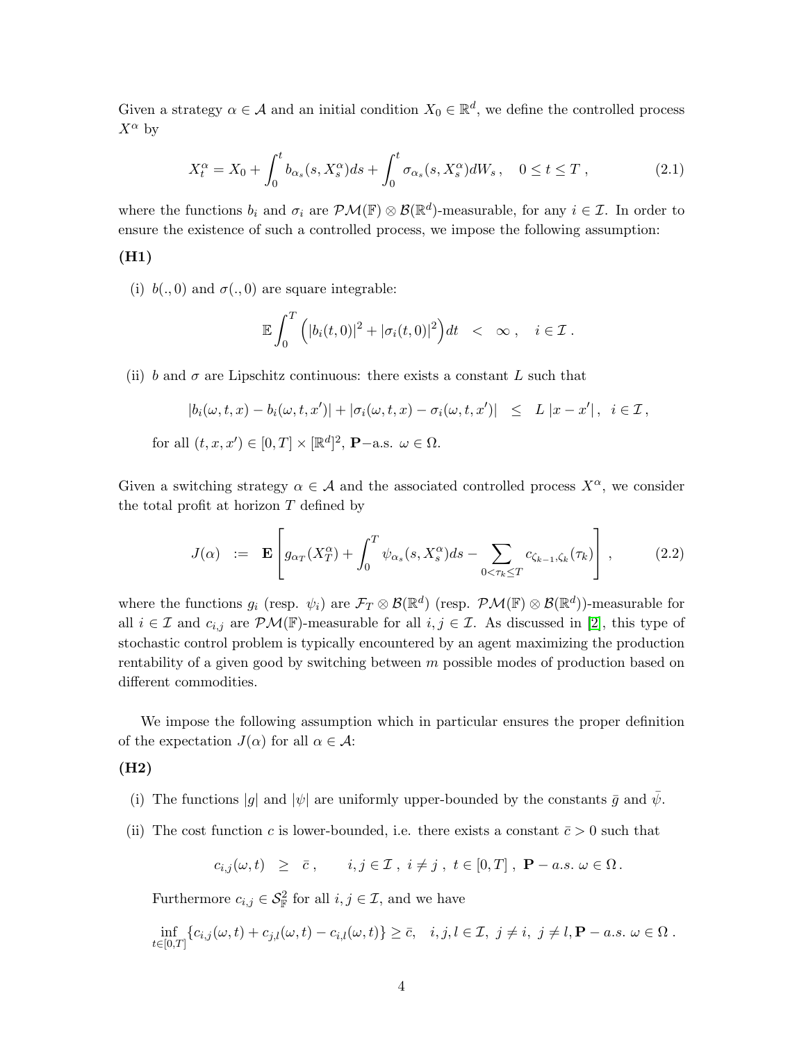Given a strategy $\alpha \in \mathcal{A}$ and an initial condition $X_0 \in \mathbb{R}^d$, we define the controlled process $X^\alpha$ by

$$X_t^\alpha = X_0 + \int_0^t b_{\alpha_s}(s, X_s^\alpha)ds + \int_0^t \sigma_{\alpha_s}(s, X_s^\alpha)dW_s\,, \quad 0 \le t \le T\,, \tag{2.1}$$

where the functions $b_i$ and $\sigma_i$ are $\mathcal{PM}(\mathbb{F}) \otimes \mathcal{B}(\mathbb{R}^d)$-measurable, for any $i \in \mathcal{I}$. In order to ensure the existence of such a controlled process, we impose the following assumption:

**(H1)**

(i) $b(.,0)$ and $\sigma(.,0)$ are square integrable:

$$\mathbb{E}\int_0^T \Big(|b_i(t,0)|^2 + |\sigma_i(t,0)|^2\Big)dt \quad < \quad \infty\,, \quad i \in \mathcal{I}\,.$$

(ii) $b$ and $\sigma$ are Lipschitz continuous: there exists a constant $L$ such that

$$|b_i(\omega,t,x) - b_i(\omega,t,x')| + |\sigma_i(\omega,t,x) - \sigma_i(\omega,t,x')| \quad \le \quad L\,|x - x'|\,, \quad i \in \mathcal{I}\,,$$

for all $(t,x,x') \in [0,T] \times [\mathbb{R}^d]^2$, $\mathbf{P}-$a.s. $\omega \in \Omega$.

Given a switching strategy $\alpha \in \mathcal{A}$ and the associated controlled process $X^\alpha$, we consider the total profit at horizon $T$ defined by

$$J(\alpha) \quad := \quad \mathbf{E}\left[g_{\alpha_T}(X_T^\alpha) + \int_0^T \psi_{\alpha_s}(s, X_s^\alpha)ds - \sum_{0<\tau_k\le T} c_{\zeta_{k-1},\zeta_k}(\tau_k)\right]\,, \tag{2.2}$$

where the functions $g_i$ (resp. $\psi_i$) are $\mathcal{F}_T \otimes \mathcal{B}(\mathbb{R}^d)$ (resp. $\mathcal{PM}(\mathbb{F}) \otimes \mathcal{B}(\mathbb{R}^d)$)-measurable for all $i \in \mathcal{I}$ and $c_{i,j}$ are $\mathcal{PM}(\mathbb{F})$-measurable for all $i,j \in \mathcal{I}$. As discussed in [2], this type of stochastic control problem is typically encountered by an agent maximizing the production rentability of a given good by switching between $m$ possible modes of production based on different commodities.

We impose the following assumption which in particular ensures the proper definition of the expectation $J(\alpha)$ for all $\alpha \in \mathcal{A}$:

**(H2)**

(i) The functions $|g|$ and $|\psi|$ are uniformly upper-bounded by the constants $\bar{g}$ and $\bar{\psi}$.

(ii) The cost function $c$ is lower-bounded, i.e. there exists a constant $\bar{c} > 0$ such that

$$c_{i,j}(\omega,t) \quad \ge \quad \bar{c}\,, \qquad i,j \in \mathcal{I}\,,\; i \ne j\,,\; t \in [0,T]\,,\; \mathbf{P} - a.s.\; \omega \in \Omega\,.$$

Furthermore $c_{i,j} \in \mathcal{S}^2_{\mathbb{F}}$ for all $i,j \in \mathcal{I}$, and we have

$$\inf_{t\in[0,T]}\{c_{i,j}(\omega,t) + c_{j,l}(\omega,t) - c_{i,l}(\omega,t)\} \ge \bar{c}, \quad i,j,l \in \mathcal{I},\; j \ne i,\; j \ne l, \mathbf{P} - a.s.\; \omega \in \Omega\,.$$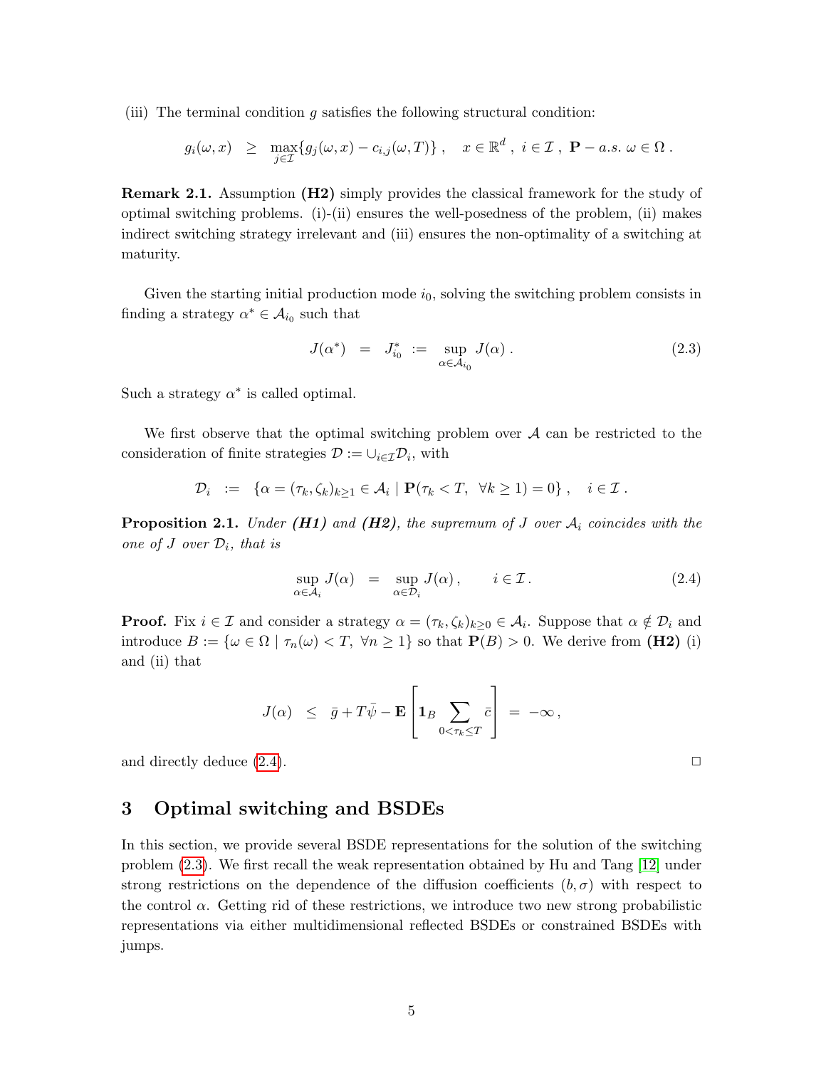(iii) The terminal condition $g$ satisfies the following structural condition:

$$g_i(\omega, x) \quad \geq \quad \max_{j \in \mathcal{I}} \{g_j(\omega, x) - c_{i,j}(\omega, T)\}\,, \quad x \in \mathbb{R}^d\,,\ i \in \mathcal{I}\,,\ \mathbf{P}-a.s.\ \omega \in \Omega\,.$$

**Remark 2.1.** Assumption **(H2)** simply provides the classical framework for the study of optimal switching problems. (i)-(ii) ensures the well-posedness of the problem, (ii) makes indirect switching strategy irrelevant and (iii) ensures the non-optimality of a switching at maturity.

Given the starting initial production mode $i_0$, solving the switching problem consists in finding a strategy $\alpha^* \in \mathcal{A}_{i_0}$ such that

$$J(\alpha^*) \quad = \quad J^*_{i_0} \ := \ \sup_{\alpha \in \mathcal{A}_{i_0}} J(\alpha)\,. \tag{2.3}$$

Such a strategy $\alpha^*$ is called optimal.

We first observe that the optimal switching problem over $\mathcal{A}$ can be restricted to the consideration of finite strategies $\mathcal{D} := \cup_{i \in \mathcal{I}} \mathcal{D}_i$, with

$$\mathcal{D}_i \quad := \quad \{\alpha = (\tau_k, \zeta_k)_{k \geq 1} \in \mathcal{A}_i \mid \mathbf{P}(\tau_k < T,\ \ \forall k \geq 1) = 0\}\,, \quad i \in \mathcal{I}\,.$$

**Proposition 2.1.** *Under **(H1)** and **(H2)**, the supremum of $J$ over $\mathcal{A}_i$ coincides with the one of $J$ over $\mathcal{D}_i$, that is*

$$\sup_{\alpha \in \mathcal{A}_i} J(\alpha) \quad = \quad \sup_{\alpha \in \mathcal{D}_i} J(\alpha)\,, \qquad i \in \mathcal{I}\,. \tag{2.4}$$

**Proof.** Fix $i \in \mathcal{I}$ and consider a strategy $\alpha = (\tau_k, \zeta_k)_{k \geq 0} \in \mathcal{A}_i$. Suppose that $\alpha \notin \mathcal{D}_i$ and introduce $B := \{\omega \in \Omega \mid \tau_n(\omega) < T,\ \forall n \geq 1\}$ so that $\mathbf{P}(B) > 0$. We derive from **(H2)** (i) and (ii) that

$$J(\alpha) \quad \leq \quad \bar{g} + T\bar{\psi} - \mathbf{E}\left[\mathbf{1}_B \sum_{0 < \tau_k \leq T} \bar{c}\right] \ = \ -\infty\,,$$

and directly deduce (2.4). $\square$

## 3 Optimal switching and BSDEs

In this section, we provide several BSDE representations for the solution of the switching problem (2.3). We first recall the weak representation obtained by Hu and Tang [12] under strong restrictions on the dependence of the diffusion coefficients $(b, \sigma)$ with respect to the control $\alpha$. Getting rid of these restrictions, we introduce two new strong probabilistic representations via either multidimensional reflected BSDEs or constrained BSDEs with jumps.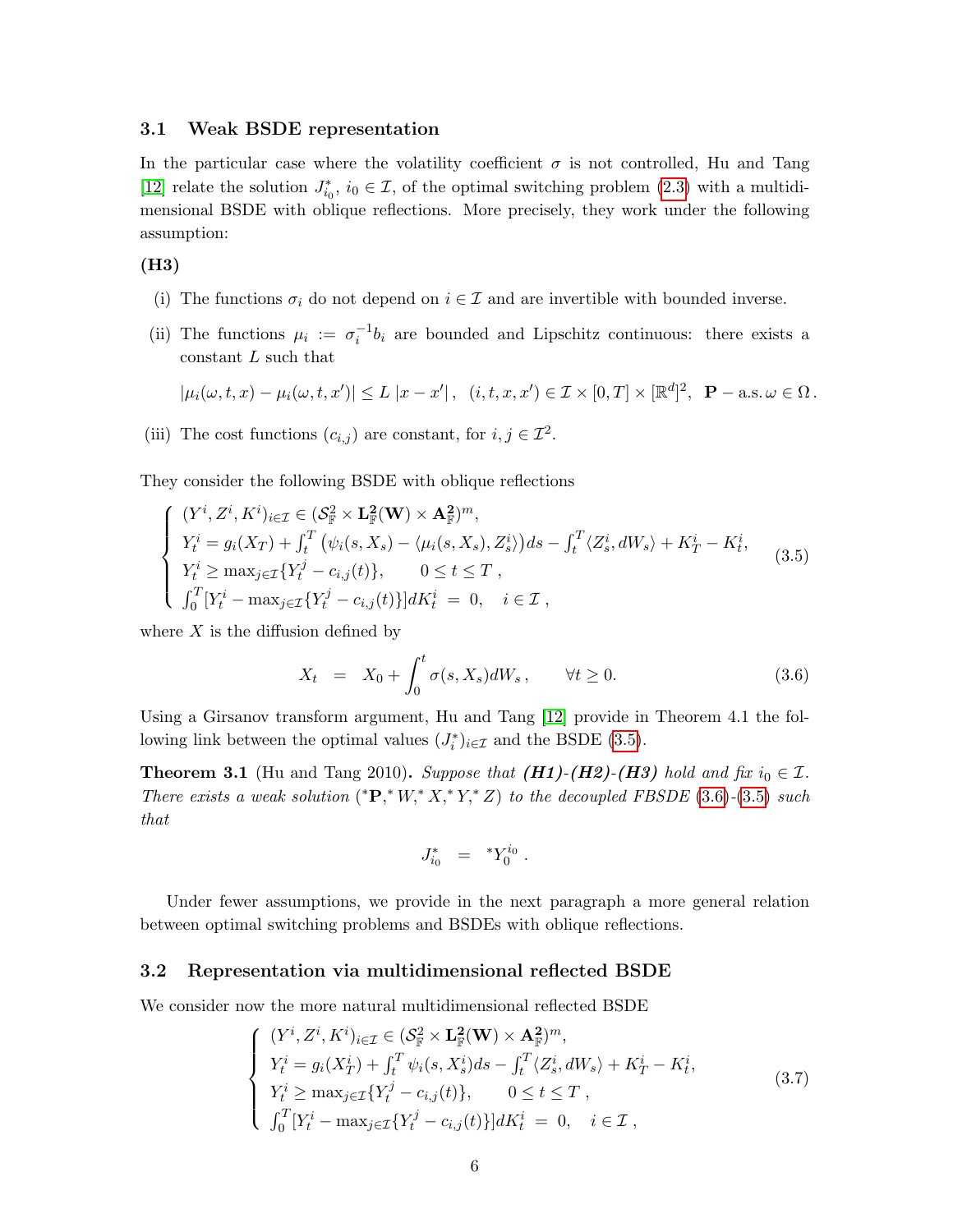### 3.1 Weak BSDE representation

In the particular case where the volatility coefficient $\sigma$ is not controlled, Hu and Tang [12] relate the solution $J^*_{i_0}$, $i_0 \in \mathcal{I}$, of the optimal switching problem (2.3) with a multidimensional BSDE with oblique reflections. More precisely, they work under the following assumption:

**(H3)**

(i) The functions $\sigma_i$ do not depend on $i \in \mathcal{I}$ and are invertible with bounded inverse.

(ii) The functions $\mu_i := \sigma_i^{-1} b_i$ are bounded and Lipschitz continuous: there exists a constant $L$ such that

$$|\mu_i(\omega, t, x) - \mu_i(\omega, t, x')| \leq L\, |x - x'|\,, \;\; (i, t, x, x') \in \mathcal{I} \times [0, T] \times [\mathbb{R}^d]^2, \;\; \mathbf{P}-\text{a.s.}\, \omega \in \Omega\,.$$

(iii) The cost functions $(c_{i,j})$ are constant, for $i, j \in \mathcal{I}^2$.

They consider the following BSDE with oblique reflections

$$\begin{cases} (Y^i, Z^i, K^i)_{i \in \mathcal{I}} \in (\mathcal{S}^2_{\mathbb{F}} \times \mathbf{L}^2_{\mathbb{F}}(\mathbf{W}) \times \mathbf{A}^2_{\mathbb{F}})^m, \\ Y^i_t = g_i(X_T) + \int_t^T \big(\psi_i(s, X_s) - \langle \mu_i(s, X_s), Z^i_s \rangle\big) ds - \int_t^T \langle Z^i_s, dW_s \rangle + K^i_T - K^i_t, \\ Y^i_t \geq \max_{j \in \mathcal{I}} \{Y^j_t - c_{i,j}(t)\}, \qquad 0 \leq t \leq T\,, \\ \int_0^T [Y^i_t - \max_{j \in \mathcal{I}} \{Y^j_t - c_{i,j}(t)\}] dK^i_t \;=\; 0, \quad i \in \mathcal{I}\,, \end{cases} \tag{3.5}$$

where $X$ is the diffusion defined by

$$X_t \;\;=\;\; X_0 + \int_0^t \sigma(s, X_s) dW_s\,, \qquad \forall t \geq 0. \tag{3.6}$$

Using a Girsanov transform argument, Hu and Tang [12] provide in Theorem 4.1 the following link between the optimal values $(J^*_i)_{i \in \mathcal{I}}$ and the BSDE (3.5).

**Theorem 3.1** (Hu and Tang 2010)**.** *Suppose that **(H1)-(H2)-(H3)** hold and fix $i_0 \in \mathcal{I}$. There exists a weak solution $({}^*\mathbf{P}, {}^*W, {}^*X, {}^*Y, {}^*Z)$ to the decoupled FBSDE (3.6)-(3.5) such that*

$$J^*_{i_0} \;\;=\;\; {}^*Y^{i_0}_0\,.$$

Under fewer assumptions, we provide in the next paragraph a more general relation between optimal switching problems and BSDEs with oblique reflections.

### 3.2 Representation via multidimensional reflected BSDE

We consider now the more natural multidimensional reflected BSDE

$$\begin{cases} (Y^i, Z^i, K^i)_{i \in \mathcal{I}} \in (\mathcal{S}^2_{\mathbb{F}} \times \mathbf{L}^2_{\mathbb{F}}(\mathbf{W}) \times \mathbf{A}^2_{\mathbb{F}})^m, \\ Y^i_t = g_i(X^i_T) + \int_t^T \psi_i(s, X^i_s) ds - \int_t^T \langle Z^i_s, dW_s \rangle + K^i_T - K^i_t, \\ Y^i_t \geq \max_{j \in \mathcal{I}} \{Y^j_t - c_{i,j}(t)\}, \qquad 0 \leq t \leq T\,, \\ \int_0^T [Y^i_t - \max_{j \in \mathcal{I}} \{Y^j_t - c_{i,j}(t)\}] dK^i_t \;=\; 0, \quad i \in \mathcal{I}\,, \end{cases} \tag{3.7}$$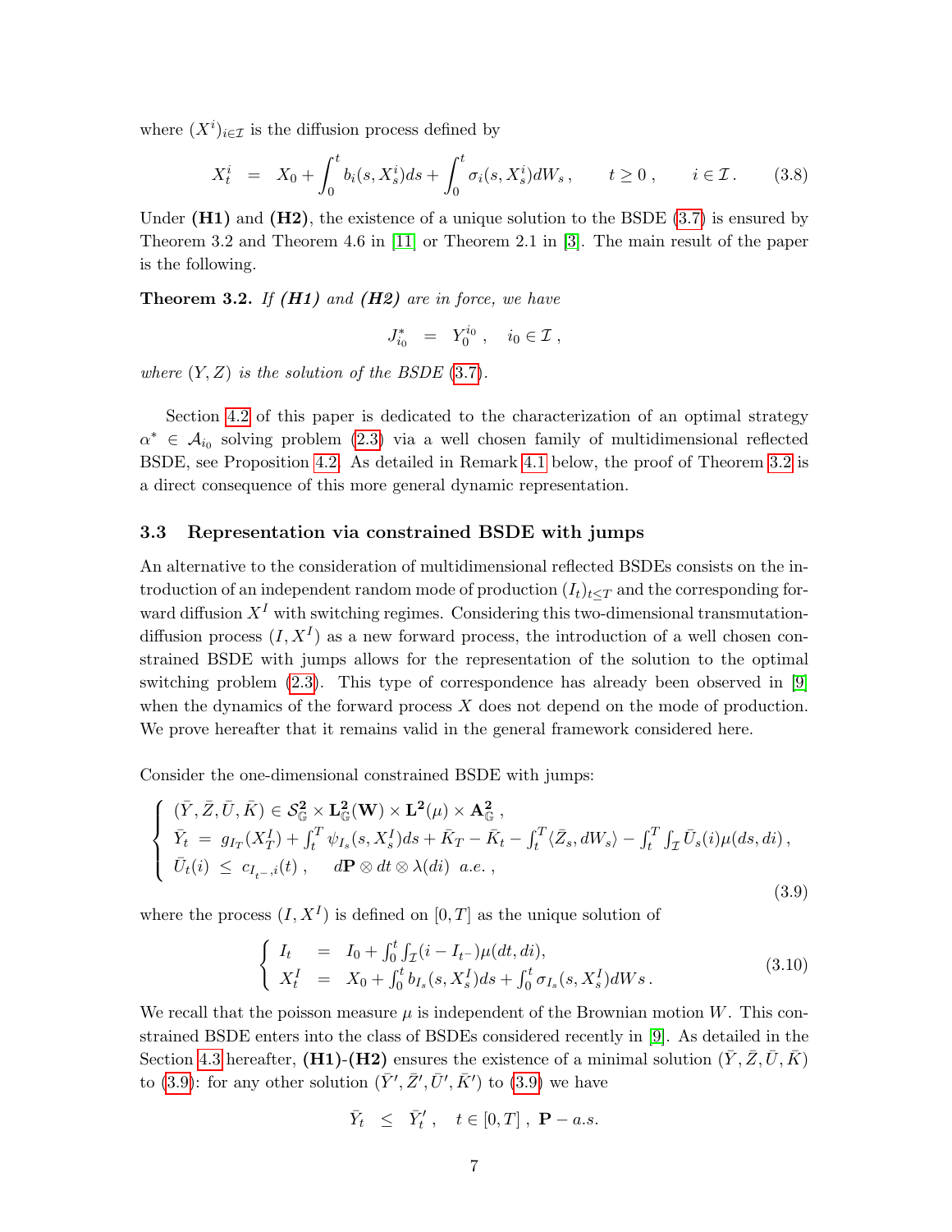where $(X^i)_{i\in\mathcal{I}}$ is the diffusion process defined by

$$X^i_t \;=\; X_0 + \int_0^t b_i(s, X^i_s)ds + \int_0^t \sigma_i(s, X^i_s)dW_s\,, \qquad t \geq 0\,, \qquad i \in \mathcal{I}\,. \tag{3.8}$$

Under **(H1)** and **(H2)**, the existence of a unique solution to the BSDE (3.7) is ensured by Theorem 3.2 and Theorem 4.6 in [11] or Theorem 2.1 in [3]. The main result of the paper is the following.

**Theorem 3.2.** *If **(H1)** and **(H2)** are in force, we have*

$$J^*_{i_0} \;=\; Y^{i_0}_0\,, \quad i_0 \in \mathcal{I}\,,$$

*where $(Y, Z)$ is the solution of the BSDE (3.7).*

Section 4.2 of this paper is dedicated to the characterization of an optimal strategy $\alpha^* \in \mathcal{A}_{i_0}$ solving problem (2.3) via a well chosen family of multidimensional reflected BSDE, see Proposition 4.2. As detailed in Remark 4.1 below, the proof of Theorem 3.2 is a direct consequence of this more general dynamic representation.

### 3.3 Representation via constrained BSDE with jumps

An alternative to the consideration of multidimensional reflected BSDEs consists on the introduction of an independent random mode of production $(I_t)_{t\leq T}$ and the corresponding forward diffusion $X^I$ with switching regimes. Considering this two-dimensional transmutation-diffusion process $(I, X^I)$ as a new forward process, the introduction of a well chosen constrained BSDE with jumps allows for the representation of the solution to the optimal switching problem (2.3). This type of correspondence has already been observed in [9] when the dynamics of the forward process $X$ does not depend on the mode of production. We prove hereafter that it remains valid in the general framework considered here.

Consider the one-dimensional constrained BSDE with jumps:

$$\left\{ \begin{array}{l} (\bar{Y}, \bar{Z}, \bar{U}, \bar{K}) \in \mathcal{S}^{\mathbf{2}}_{\mathbb{G}} \times \mathbf{L}^{\mathbf{2}}_{\mathbb{G}}(\mathbf{W}) \times \mathbf{L}^{\mathbf{2}}(\mu) \times \mathbf{A}^{\mathbf{2}}_{\mathbb{G}}\,, \\ \bar{Y}_t \;=\; g_{I_T}(X^I_T) + \int_t^T \psi_{I_s}(s, X^I_s)ds + \bar{K}_T - \bar{K}_t - \int_t^T \langle \bar{Z}_s, dW_s\rangle - \int_t^T \int_{\mathcal{I}} \bar{U}_s(i)\mu(ds, di)\,, \\ \bar{U}_t(i) \;\leq\; c_{I_{t^-}, i}(t)\,, \qquad d\mathbf{P}\otimes dt \otimes \lambda(di) \;\; a.e.\,, \end{array} \right. \tag{3.9}$$

where the process $(I, X^I)$ is defined on $[0, T]$ as the unique solution of

$$\left\{ \begin{array}{lcl} I_t &=& I_0 + \int_0^t \int_{\mathcal{I}} (i - I_{t^-})\mu(dt, di), \\ X^I_t &=& X_0 + \int_0^t b_{I_s}(s, X^I_s)ds + \int_0^t \sigma_{I_s}(s, X^I_s)dWs\,. \end{array} \right. \tag{3.10}$$

We recall that the poisson measure $\mu$ is independent of the Brownian motion $W$. This constrained BSDE enters into the class of BSDEs considered recently in [9]. As detailed in the Section 4.3 hereafter, **(H1)**-**(H2)** ensures the existence of a minimal solution $(\bar{Y}, \bar{Z}, \bar{U}, \bar{K})$ to (3.9): for any other solution $(\bar{Y}', \bar{Z}', \bar{U}', \bar{K}')$ to (3.9) we have

$$\bar{Y}_t \;\leq\; \bar{Y}'_t\,, \quad t \in [0, T]\,, \; \mathbf{P} - a.s.$$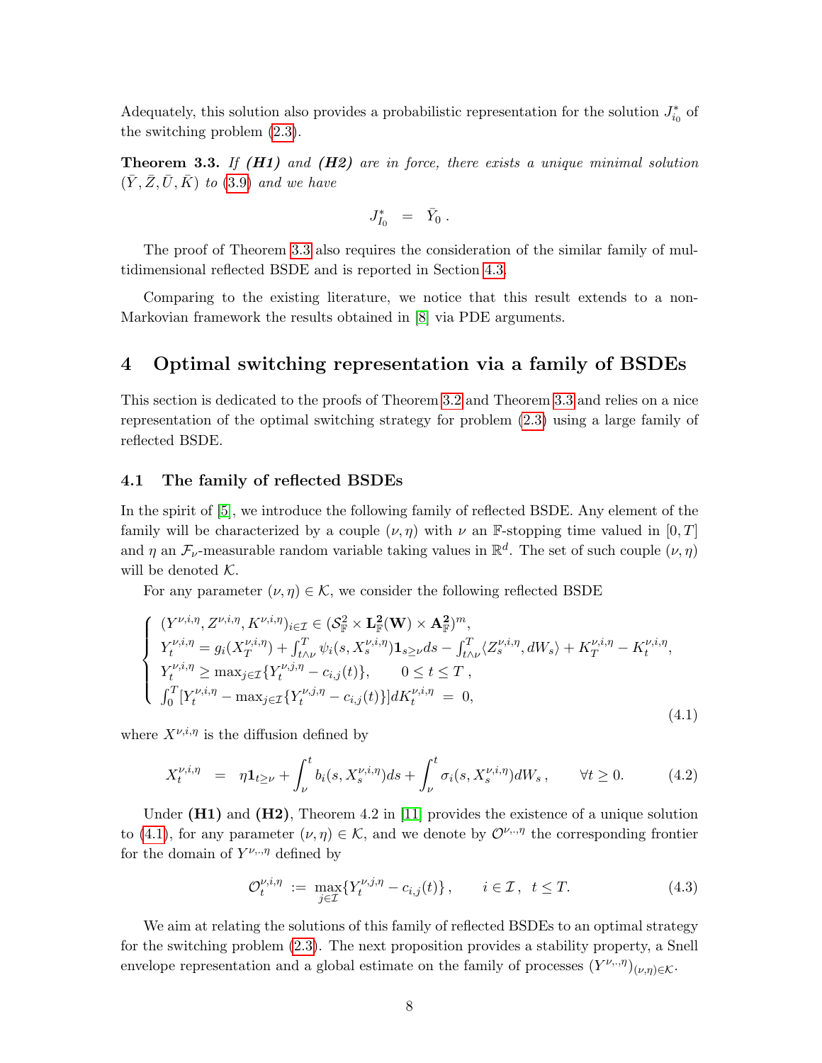Adequately, this solution also provides a probabilistic representation for the solution $J^*_{i_0}$ of the switching problem (2.3).

**Theorem 3.3.** *If* **(H1)** *and* **(H2)** *are in force, there exists a unique minimal solution* $(\bar{Y}, \bar{Z}, \bar{U}, \bar{K})$ *to* (3.9) *and we have*

$$J^*_{I_0} \;\; = \;\; \bar{Y}_0 \,.$$

The proof of Theorem 3.3 also requires the consideration of the similar family of multidimensional reflected BSDE and is reported in Section 4.3.

Comparing to the existing literature, we notice that this result extends to a non-Markovian framework the results obtained in [8] via PDE arguments.

## 4 Optimal switching representation via a family of BSDEs

This section is dedicated to the proofs of Theorem 3.2 and Theorem 3.3 and relies on a nice representation of the optimal switching strategy for problem (2.3) using a large family of reflected BSDE.

### 4.1 The family of reflected BSDEs

In the spirit of [5], we introduce the following family of reflected BSDE. Any element of the family will be characterized by a couple $(\nu, \eta)$ with $\nu$ an $\mathbb{F}$-stopping time valued in $[0, T]$ and $\eta$ an $\mathcal{F}_\nu$-measurable random variable taking values in $\mathbb{R}^d$. The set of such couple $(\nu, \eta)$ will be denoted $\mathcal{K}$.

For any parameter $(\nu, \eta) \in \mathcal{K}$, we consider the following reflected BSDE

$$\left\{ \begin{array}{l} (Y^{\nu,i,\eta}, Z^{\nu,i,\eta}, K^{\nu,i,\eta})_{i\in\mathcal{I}} \in (\mathcal{S}^2_{\mathbb{F}} \times \mathbf{L}^2_{\mathbb{F}}(\mathbf{W}) \times \mathbf{A}^2_{\mathbb{F}})^m, \\ Y^{\nu,i,\eta}_t = g_i(X^{\nu,i,\eta}_T) + \int_{t\wedge\nu}^T \psi_i(s, X^{\nu,i,\eta}_s)\mathbf{1}_{s\geq\nu} ds - \int_{t\wedge\nu}^T \langle Z^{\nu,i,\eta}_s, dW_s\rangle + K^{\nu,i,\eta}_T - K^{\nu,i,\eta}_t, \\ Y^{\nu,i,\eta}_t \geq \max_{j\in\mathcal{I}}\{Y^{\nu,j,\eta}_t - c_{i,j}(t)\}, \qquad 0 \leq t \leq T\,, \\ \int_0^T [Y^{\nu,i,\eta}_t - \max_{j\in\mathcal{I}}\{Y^{\nu,j,\eta}_t - c_{i,j}(t)\}] dK^{\nu,i,\eta}_t \;=\; 0, \end{array} \right. \tag{4.1}$$

where $X^{\nu,i,\eta}$ is the diffusion defined by

$$X^{\nu,i,\eta}_t \;\; = \;\; \eta \mathbf{1}_{t\geq\nu} + \int_\nu^t b_i(s, X^{\nu,i,\eta}_s) ds + \int_\nu^t \sigma_i(s, X^{\nu,i,\eta}_s) dW_s\,, \qquad \forall t \geq 0. \tag{4.2}$$

Under **(H1)** and **(H2)**, Theorem 4.2 in [11] provides the existence of a unique solution to (4.1), for any parameter $(\nu, \eta) \in \mathcal{K}$, and we denote by $\mathcal{O}^{\nu,\cdot,\eta}$ the corresponding frontier for the domain of $Y^{\nu,\cdot,\eta}$ defined by

$$\mathcal{O}^{\nu,i,\eta}_t \;:=\; \max_{j\in\mathcal{I}}\{Y^{\nu,j,\eta}_t - c_{i,j}(t)\}\,, \qquad i \in \mathcal{I}\,,\;\; t \leq T. \tag{4.3}$$

We aim at relating the solutions of this family of reflected BSDEs to an optimal strategy for the switching problem (2.3). The next proposition provides a stability property, a Snell envelope representation and a global estimate on the family of processes $(Y^{\nu,\cdot,\eta})_{(\nu,\eta)\in\mathcal{K}}$.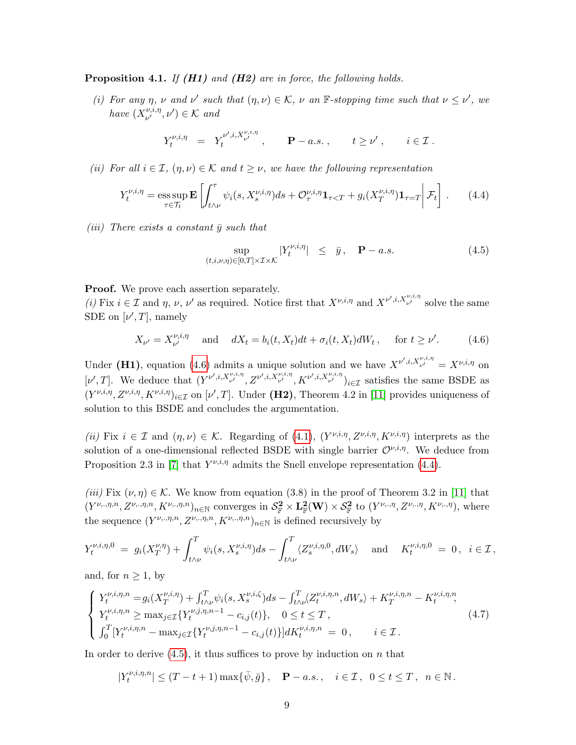**Proposition 4.1.** *If **(H1)** and **(H2)** are in force, the following holds.*

*(i) For any $\eta$, $\nu$ and $\nu'$ such that $(\eta, \nu) \in \mathcal{K}$, $\nu$ an $\mathbb{F}$-stopping time such that $\nu \le \nu'$, we have $(X^{\nu,i,\eta}_{\nu'}, \nu') \in \mathcal{K}$ and*

$$Y^{\nu,i,\eta}_t \;=\; Y^{\nu',i,X^{\nu,i,\eta}_{\nu'}}_t\,, \qquad \mathbf{P}-a.s.\,, \qquad t \ge \nu'\,, \qquad i \in \mathcal{I}\,.$$

*(ii) For all $i \in \mathcal{I}$, $(\eta, \nu) \in \mathcal{K}$ and $t \ge \nu$, we have the following representation*

$$Y^{\nu,i,\eta}_t = \operatorname*{ess\,sup}_{\tau \in \mathcal{T}_t} \mathbf{E}\left[ \int_{t\wedge\nu}^{\tau} \psi_i(s, X^{\nu,i,\eta}_s) ds + \mathcal{O}^{\nu,i,\eta}_\tau \mathbf{1}_{\tau<T} + g_i(X^{\nu,i,\eta}_T)\mathbf{1}_{\tau=T} \middle| \mathcal{F}_t \right]. \tag{4.4}$$

*(iii) There exists a constant $\bar{y}$ such that*

$$\sup_{(t,i,\nu,\eta)\in[0,T]\times\mathcal{I}\times\mathcal{K}} |Y^{\nu,i,\eta}_t| \;\le\; \bar{y}\,, \quad \mathbf{P}-a.s. \tag{4.5}$$

**Proof.** We prove each assertion separately.

*(i)* Fix $i \in \mathcal{I}$ and $\eta$, $\nu$, $\nu'$ as required. Notice first that $X^{\nu,i,\eta}$ and $X^{\nu',i,X^{\nu,i,\eta}_{\nu'}}$ solve the same SDE on $[\nu', T]$, namely

$$X_{\nu'} = X^{\nu,i,\eta}_{\nu'} \quad \text{ and } \quad dX_t = b_i(t, X_t)dt + \sigma_i(t, X_t)dW_t\,, \quad \text{ for } t \ge \nu'. \tag{4.6}$$

Under **(H1)**, equation (4.6) admits a unique solution and we have $X^{\nu',i,X^{\nu,i,\eta}_{\nu'}} = X^{\nu,i,\eta}$ on $[\nu', T]$. We deduce that $(Y^{\nu',i,X^{\nu,i,\eta}_{\nu'}}, Z^{\nu',i,X^{\nu,i,\eta}_{\nu'}}, K^{\nu',i,X^{\nu,i,\eta}_{\nu'}})_{i\in\mathcal{I}}$ satisfies the same BSDE as $(Y^{\nu,i,\eta}, Z^{\nu,i,\eta}, K^{\nu,i,\eta})_{i\in\mathcal{I}}$ on $[\nu', T]$. Under **(H2)**, Theorem 4.2 in [11] provides uniqueness of solution to this BSDE and concludes the argumentation.

*(ii)* Fix $i \in \mathcal{I}$ and $(\eta, \nu) \in \mathcal{K}$. Regarding of (4.1), $(Y^{\nu,i,\eta}, Z^{\nu,i,\eta}, K^{\nu,i,\eta})$ interprets as the solution of a one-dimensional reflected BSDE with single barrier $\mathcal{O}^{\nu,i,\eta}$. We deduce from Proposition 2.3 in [7] that $Y^{\nu,i,\eta}$ admits the Snell envelope representation (4.4).

*(iii)* Fix $(\nu, \eta) \in \mathcal{K}$. We know from equation (3.8) in the proof of Theorem 3.2 in [11] that $(Y^{\nu,.,\eta,n}, Z^{\nu,.,\eta,n}, K^{\nu,.,\eta,n})_{n\in\mathbb{N}}$ converges in $\mathcal{S}^{\mathbf{2}}_{\mathbb{F}} \times \mathbf{L}^{\mathbf{2}}_{\mathbb{F}}(\mathbf{W}) \times \mathcal{S}^{\mathbf{2}}_{\mathbb{F}}$ to $(Y^{\nu,.,\eta}, Z^{\nu,.,\eta}, K^{\nu,.,\eta})$, where the sequence $(Y^{\nu,.,\eta,n}, Z^{\nu,.,\eta,n}, K^{\nu,.,\eta,n})_{n\in\mathbb{N}}$ is defined recursively by

$$Y^{\nu,i,\eta,0}_t \;=\; g_i(X^{\nu,\eta}_T) + \int_{t\wedge\nu}^T \psi_i(s, X^{\nu,i,\eta}_s)ds - \int_{t\wedge\nu}^T \langle Z^{\nu,i,\eta,0}_s, dW_s\rangle \quad \text{ and } \quad K^{\nu,i,\eta,0}_t \;=\; 0\,,\;\; i \in \mathcal{I}\,,$$

and, for $n \ge 1$, by

$$\begin{cases} Y^{\nu,i,\eta,n}_t = g_i(X^{\nu,i,\eta}_T) + \int_{t\wedge\nu}^T \psi_i(s, X^{\nu,i,\zeta}_s)ds - \int_{t\wedge\nu}^T \langle Z^{\nu,i,\eta,n}_t, dW_s\rangle + K^{\nu,i,\eta,n}_T - K^{\nu,i,\eta,n}_t, \\ Y^{\nu,i,\eta,n}_t \ge \max_{j\in\mathcal{I}}\{Y^{\nu,j,\eta,n-1}_t - c_{i,j}(t)\}, \quad 0 \le t \le T\,, \\ \int_0^T [Y^{\nu,i,\eta,n}_t - \max_{j\in\mathcal{I}}\{Y^{\nu,j,\eta,n-1}_t - c_{i,j}(t)\}] dK^{\nu,i,\eta,n}_t \;=\; 0\,, \qquad i \in \mathcal{I}\,. \end{cases} \tag{4.7}$$

In order to derive (4.5), it thus suffices to prove by induction on $n$ that

$$|Y^{\nu,i,\eta,n}_t| \le (T - t + 1)\max\{\bar{\psi}, \bar{g}\}\,, \quad \mathbf{P}-a.s.\,, \quad i \in \mathcal{I}\,, \;\; 0 \le t \le T\,, \;\; n \in \mathbb{N}\,.$$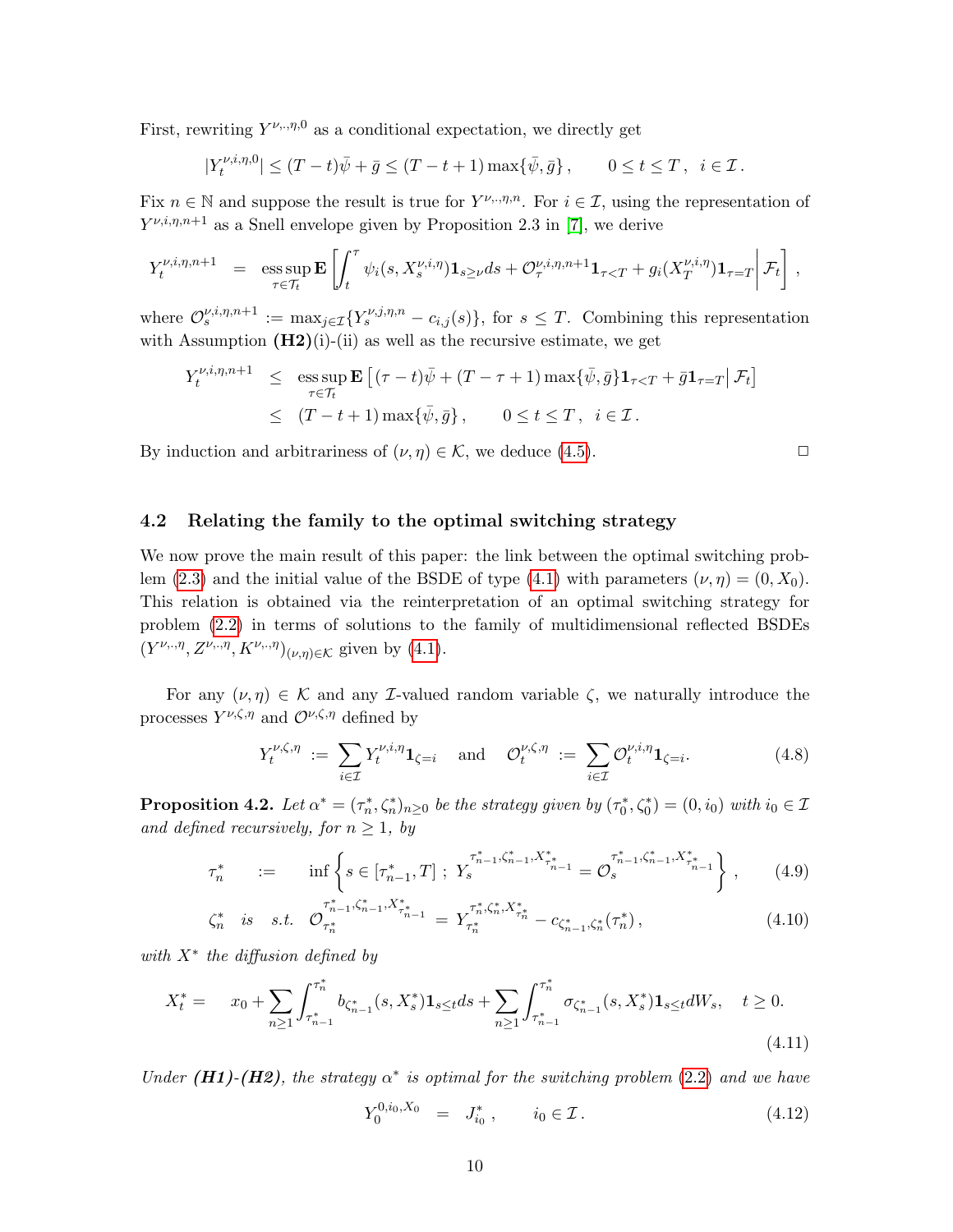First, rewriting $Y^{\nu,\cdot,\eta,0}$ as a conditional expectation, we directly get

$$|Y_t^{\nu,i,\eta,0}| \leq (T-t)\bar{\psi} + \bar{g} \leq (T-t+1)\max\{\bar{\psi},\bar{g}\}\,, \qquad 0 \leq t \leq T\,, \;\; i \in \mathcal{I}\,.$$

Fix $n \in \mathbb{N}$ and suppose the result is true for $Y^{\nu,\cdot,\eta,n}$. For $i \in \mathcal{I}$, using the representation of $Y^{\nu,i,\eta,n+1}$ as a Snell envelope given by Proposition 2.3 in [7], we derive

$$Y_t^{\nu,i,\eta,n+1} \;\; = \;\; \operatorname*{ess\,sup}_{\tau\in\mathcal{T}_t} \mathbf{E}\left[\int_t^\tau \psi_i(s,X_s^{\nu,i,\eta})\mathbf{1}_{s\geq\nu}ds + \mathcal{O}_\tau^{\nu,i,\eta,n+1}\mathbf{1}_{\tau<T} + g_i(X_T^{\nu,i,\eta})\mathbf{1}_{\tau=T}\right|\mathcal{F}_t\Bigg]\,,$$

where $\mathcal{O}_s^{\nu,i,\eta,n+1} := \max_{j\in\mathcal{I}}\{Y_s^{\nu,j,\eta,n} - c_{i,j}(s)\}$, for $s \leq T$. Combining this representation with Assumption **(H2)**(i)-(ii) as well as the recursive estimate, we get

$$\begin{aligned}
Y_t^{\nu,i,\eta,n+1} \;\; & \leq \;\; \operatorname*{ess\,sup}_{\tau\in\mathcal{T}_t} \mathbf{E}\left[(\tau-t)\bar{\psi} + (T-\tau+1)\max\{\bar{\psi},\bar{g}\}\mathbf{1}_{\tau<T} + \bar{g}\mathbf{1}_{\tau=T}\big|\,\mathcal{F}_t\right] \\
& \leq \;\; (T-t+1)\max\{\bar{\psi},\bar{g}\}\,, \qquad 0 \leq t \leq T\,, \;\; i \in \mathcal{I}\,.
\end{aligned}$$

By induction and arbitrariness of $(\nu,\eta) \in \mathcal{K}$, we deduce (4.5). $\Box$

### 4.2 Relating the family to the optimal switching strategy

We now prove the main result of this paper: the link between the optimal switching problem (2.3) and the initial value of the BSDE of type (4.1) with parameters $(\nu,\eta) = (0, X_0)$. This relation is obtained via the reinterpretation of an optimal switching strategy for problem (2.2) in terms of solutions to the family of multidimensional reflected BSDEs $(Y^{\nu,\cdot,\eta}, Z^{\nu,\cdot,\eta}, K^{\nu,\cdot,\eta})_{(\nu,\eta)\in\mathcal{K}}$ given by (4.1).

For any $(\nu,\eta) \in \mathcal{K}$ and any $\mathcal{I}$-valued random variable $\zeta$, we naturally introduce the processes $Y^{\nu,\zeta,\eta}$ and $\mathcal{O}^{\nu,\zeta,\eta}$ defined by

$$Y_t^{\nu,\zeta,\eta} \;:=\; \sum_{i\in\mathcal{I}} Y_t^{\nu,i,\eta}\mathbf{1}_{\zeta=i} \quad \text{ and } \quad \mathcal{O}_t^{\nu,\zeta,\eta} \;:=\; \sum_{i\in\mathcal{I}} \mathcal{O}_t^{\nu,i,\eta}\mathbf{1}_{\zeta=i}. \tag{4.8}$$

**Proposition 4.2.** *Let $\alpha^* = (\tau_n^*, \zeta_n^*)_{n\geq 0}$ be the strategy given by $(\tau_0^*, \zeta_0^*) = (0, i_0)$ with $i_0 \in \mathcal{I}$ and defined recursively, for $n \geq 1$, by*

$$\tau_n^* \quad := \quad \inf\left\{ s \in [\tau_{n-1}^*, T]\;;\; Y_s^{\tau_{n-1}^*,\zeta_{n-1}^*,X^*_{\tau_{n-1}^*}} = \mathcal{O}_s^{\tau_{n-1}^*,\zeta_{n-1}^*,X^*_{\tau_{n-1}^*}} \right\}\,, \tag{4.9}$$

$$\zeta_n^* \;\; is \;\; s.t. \;\; \mathcal{O}_{\tau_n^*}^{\tau_{n-1}^*,\zeta_{n-1}^*,X^*_{\tau_{n-1}^*}} = Y_{\tau_n^*}^{\tau_n^*,\zeta_n^*,X^*_{\tau_n^*}} - c_{\zeta_{n-1}^*,\zeta_n^*}(\tau_n^*)\,, \tag{4.10}$$

*with $X^*$ the diffusion defined by*

$$X_t^* = \quad x_0 + \sum_{n\geq 1}\int_{\tau_{n-1}^*}^{\tau_n^*} b_{\zeta_{n-1}^*}(s,X_s^*)\mathbf{1}_{s\leq t}ds + \sum_{n\geq 1}\int_{\tau_{n-1}^*}^{\tau_n^*} \sigma_{\zeta_{n-1}^*}(s,X_s^*)\mathbf{1}_{s\leq t}dW_s, \quad t \geq 0. \tag{4.11}$$

*Under **(H1)-(H2)**, the strategy $\alpha^*$ is optimal for the switching problem (2.2) and we have*

$$Y_0^{0,i_0,X_0} \;\; = \;\; J_{i_0}^*\,, \qquad i_0 \in \mathcal{I}\,. \tag{4.12}$$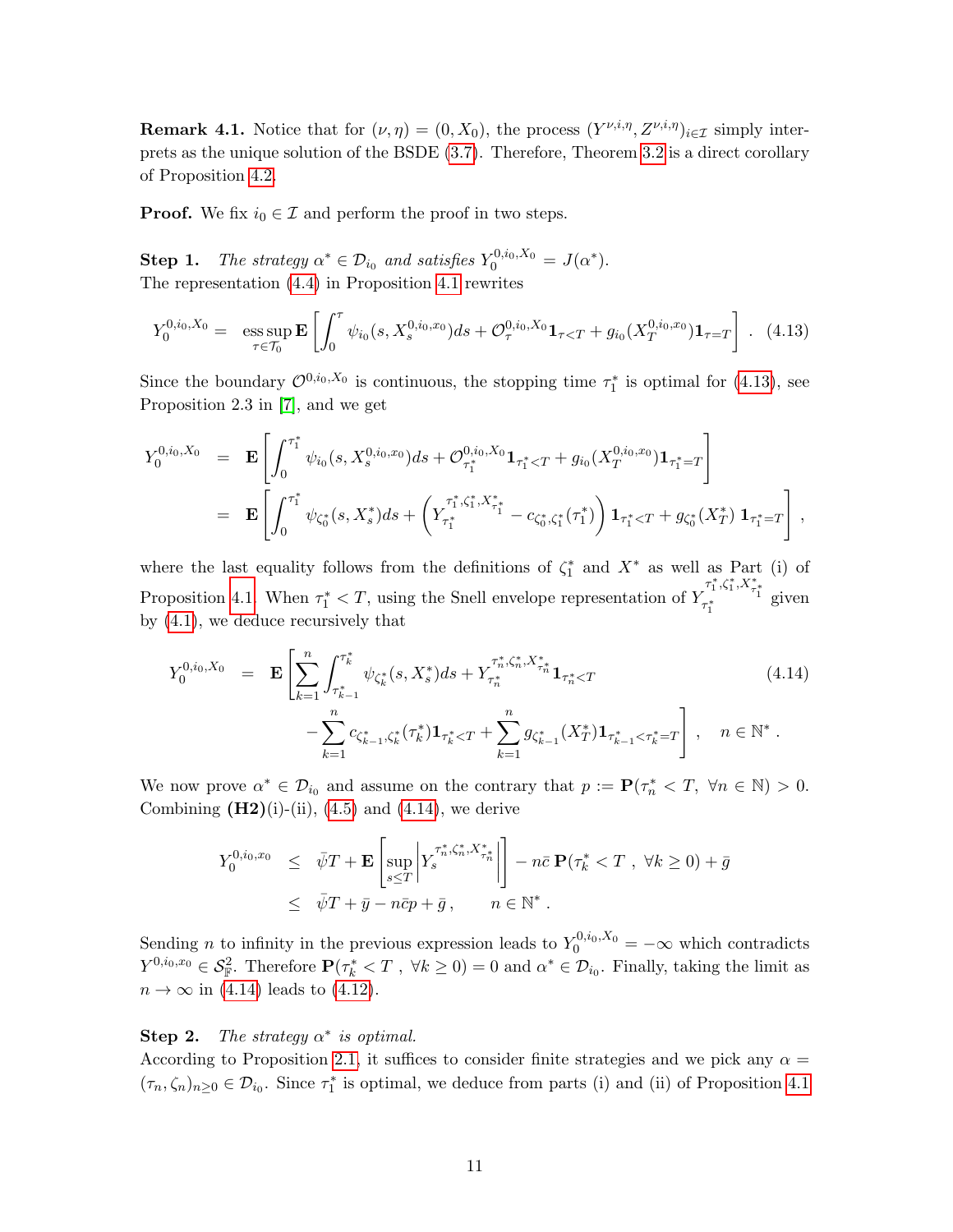**Remark 4.1.** Notice that for $(\nu, \eta) = (0, X_0)$, the process $(Y^{\nu,i,\eta}, Z^{\nu,i,\eta})_{i\in\mathcal{I}}$ simply interprets as the unique solution of the BSDE (3.7). Therefore, Theorem 3.2 is a direct corollary of Proposition 4.2.

**Proof.** We fix $i_0 \in \mathcal{I}$ and perform the proof in two steps.

**Step 1.** *The strategy $\alpha^* \in \mathcal{D}_{i_0}$ and satisfies $Y_0^{0,i_0,X_0} = J(\alpha^*)$.*
The representation (4.4) in Proposition 4.1 rewrites

$$
Y_0^{0,i_0,X_0} = \operatorname*{ess\,sup}_{\tau\in\mathcal{T}_0} \mathbf{E}\left[\int_0^\tau \psi_{i_0}(s, X_s^{0,i_0,x_0})ds + \mathcal{O}_\tau^{0,i_0,X_0}\mathbf{1}_{\tau<T} + g_{i_0}(X_T^{0,i_0,x_0})\mathbf{1}_{\tau=T}\right] . \quad (4.13)
$$

Since the boundary $\mathcal{O}^{0,i_0,X_0}$ is continuous, the stopping time $\tau_1^*$ is optimal for (4.13), see Proposition 2.3 in [7], and we get

$$
\begin{aligned}
Y_0^{0,i_0,X_0} &= \mathbf{E}\left[\int_0^{\tau_1^*} \psi_{i_0}(s, X_s^{0,i_0,x_0})ds + \mathcal{O}_{\tau_1^*}^{0,i_0,X_0}\mathbf{1}_{\tau_1^*<T} + g_{i_0}(X_T^{0,i_0,x_0})\mathbf{1}_{\tau_1^*=T}\right] \\
&= \mathbf{E}\left[\int_0^{\tau_1^*} \psi_{\zeta_0^*}(s, X_s^*)ds + \left(Y_{\tau_1^*}^{\tau_1^*,\zeta_1^*,X^*_{\tau_1^*}} - c_{\zeta_0^*,\zeta_1^*}(\tau_1^*)\right)\mathbf{1}_{\tau_1^*<T} + g_{\zeta_0^*}(X_T^*)\,\mathbf{1}_{\tau_1^*=T}\right] ,
\end{aligned}
$$

where the last equality follows from the definitions of $\zeta_1^*$ and $X^*$ as well as Part (i) of Proposition 4.1. When $\tau_1^* < T$, using the Snell envelope representation of $Y_{\tau_1^*}^{\tau_1^*,\zeta_1^*,X^*_{\tau_1^*}}$ given by (4.1), we deduce recursively that

$$
\begin{aligned}
Y_0^{0,i_0,X_0} = \mathbf{E}\Bigg[&\sum_{k=1}^n \int_{\tau_{k-1}^*}^{\tau_k^*} \psi_{\zeta_k^*}(s, X_s^*)ds + Y_{\tau_n^*}^{\tau_n^*,\zeta_n^*,X^*_{\tau_n^*}}\mathbf{1}_{\tau_n^*<T} \\
&- \sum_{k=1}^n c_{\zeta_{k-1}^*,\zeta_k^*}(\tau_k^*)\mathbf{1}_{\tau_k^*<T} + \sum_{k=1}^n g_{\zeta_{k-1}^*}(X_T^*)\mathbf{1}_{\tau_{k-1}^*<\tau_k^*=T}\Bigg] , \quad n \in \mathbb{N}^* .
\end{aligned} \quad (4.14)
$$

We now prove $\alpha^* \in \mathcal{D}_{i_0}$ and assume on the contrary that $p := \mathbf{P}(\tau_n^* < T,\ \forall n \in \mathbb{N}) > 0$. Combining **(H2)**(i)-(ii), (4.5) and (4.14), we derive

$$
\begin{aligned}
Y_0^{0,i_0,x_0} &\le \bar{\psi}T + \mathbf{E}\left[\sup_{s\le T}\left|Y_s^{\tau_n^*,\zeta_n^*,X^*_{\tau_n^*}}\right|\right] - n\bar{c}\,\mathbf{P}(\tau_k^* < T\ ,\ \forall k \ge 0) + \bar{g} \\
&\le \bar{\psi}T + \bar{y} - n\bar{c}p + \bar{g}\,, \qquad n \in \mathbb{N}^* .
\end{aligned}
$$

Sending $n$ to infinity in the previous expression leads to $Y_0^{0,i_0,X_0} = -\infty$ which contradicts $Y^{0,i_0,x_0} \in \mathcal{S}^2_{\mathbb{F}}$. Therefore $\mathbf{P}(\tau_k^* < T\ ,\ \forall k \ge 0) = 0$ and $\alpha^* \in \mathcal{D}_{i_0}$. Finally, taking the limit as $n \to \infty$ in (4.14) leads to (4.12).

**Step 2.** *The strategy $\alpha^*$ is optimal.*
According to Proposition 2.1, it suffices to consider finite strategies and we pick any $\alpha = (\tau_n, \zeta_n)_{n\ge0} \in \mathcal{D}_{i_0}$. Since $\tau_1^*$ is optimal, we deduce from parts (i) and (ii) of Proposition 4.1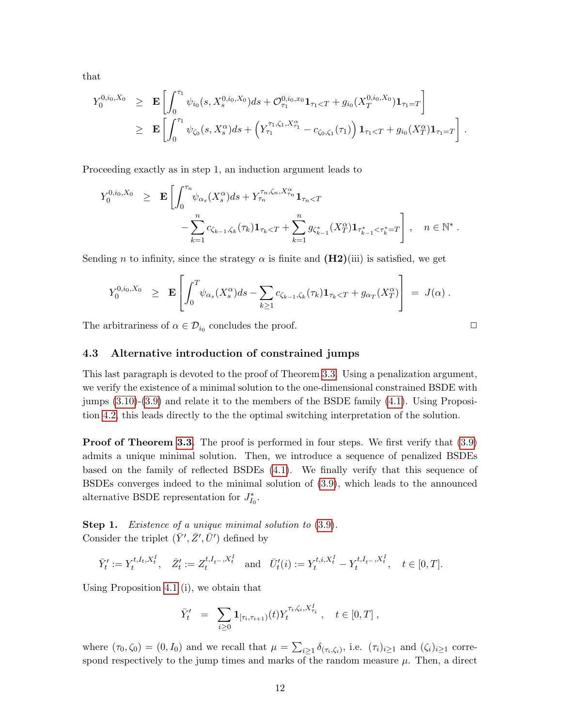that

$$
\begin{aligned}
Y_0^{0,i_0,X_0} &\geq \mathbf{E}\left[\int_0^{\tau_1} \psi_{i_0}(s, X_s^{0,i_0,X_0})ds + \mathcal{O}_{\tau_1}^{0,i_0,x_0}\mathbf{1}_{\tau_1<T} + g_{i_0}(X_T^{0,i_0,X_0})\mathbf{1}_{\tau_1=T}\right] \\
&\geq \mathbf{E}\left[\int_0^{\tau_1} \psi_{\zeta_0}(s, X_s^{\alpha})ds + \left(Y_{\tau_1}^{\tau_1,\zeta_1,X_{\tau_1}^{\alpha}} - c_{\zeta_0,\zeta_1}(\tau_1)\right)\mathbf{1}_{\tau_1<T} + g_{i_0}(X_T^{\alpha})\mathbf{1}_{\tau_1=T}\right].
\end{aligned}
$$

Proceeding exactly as in step 1, an induction argument leads to

$$
\begin{aligned}
Y_0^{0,i_0,X_0} \quad \geq \quad \mathbf{E}\Bigg[&\int_0^{\tau_n} \psi_{\alpha_s}(X_s^{\alpha})ds + Y_{\tau_n}^{\tau_n,\zeta_n,X_{\tau_n}^{\alpha}}\mathbf{1}_{\tau_n<T} \\
&- \sum_{k=1}^{n} c_{\zeta_{k-1},\zeta_k}(\tau_k)\mathbf{1}_{\tau_k<T} + \sum_{k=1}^{n} g_{\zeta_{k-1}^*}(X_T^{\alpha})\mathbf{1}_{\tau_{k-1}^*<\tau_k^*=T}\Bigg], \quad n \in \mathbb{N}^*.
\end{aligned}
$$

Sending $n$ to infinity, since the strategy $\alpha$ is finite and **(H2)**(iii) is satisfied, we get

$$
Y_0^{0,i_0,X_0} \quad \geq \quad \mathbf{E}\left[\int_0^T \psi_{\alpha_s}(X_s^{\alpha})ds - \sum_{k\geq 1} c_{\zeta_{k-1},\zeta_k}(\tau_k)\mathbf{1}_{\tau_k<T} + g_{\alpha_T}(X_T^{\alpha})\right] \quad = \quad J(\alpha).
$$

The arbitrariness of $\alpha \in \mathcal{D}_{i_0}$ concludes the proof. □

### 4.3 Alternative introduction of constrained jumps

This last paragraph is devoted to the proof of Theorem 3.3. Using a penalization argument, we verify the existence of a minimal solution to the one-dimensional constrained BSDE with jumps (3.10)-(3.9) and relate it to the members of the BSDE family (4.1). Using Proposition 4.2, this leads directly to the the optimal switching interpretation of the solution.

**Proof of Theorem 3.3.** The proof is performed in four steps. We first verify that (3.9) admits a unique minimal solution. Then, we introduce a sequence of penalized BSDEs based on the family of reflected BSDEs (4.1). We finally verify that this sequence of BSDEs converges indeed to the minimal solution of (3.9), which leads to the announced alternative BSDE representation for $J_{I_0}^*$.

**Step 1.** *Existence of a unique minimal solution to* (3.9).
Consider the triplet $(\bar{Y}', \bar{Z}', \bar{U}')$ defined by

$$
\bar{Y}'_t := Y_t^{t,I_t,X_t^I}, \quad \bar{Z}'_t := Z_t^{t,I_{t^-},X_t^I} \quad \text{and} \quad \bar{U}'_t(i) := Y_t^{t,i,X_t^I} - Y_t^{t,I_{t^-},X_t^I}, \quad t \in [0,T].
$$

Using Proposition 4.1 (i), we obtain that

$$
\bar{Y}'_t \quad = \quad \sum_{i\geq 0} \mathbf{1}_{[\tau_i,\tau_{i+1})}(t) Y_t^{\tau_i,\zeta_i,X_{\tau_i}^I}, \quad t \in [0,T],
$$

where $(\tau_0, \zeta_0) = (0, I_0)$ and we recall that $\mu = \sum_{i\geq 1} \delta_{(\tau_i,\zeta_i)}$, i.e. $(\tau_i)_{i\geq 1}$ and $(\zeta_i)_{i\geq 1}$ correspond respectively to the jump times and marks of the random measure $\mu$. Then, a direct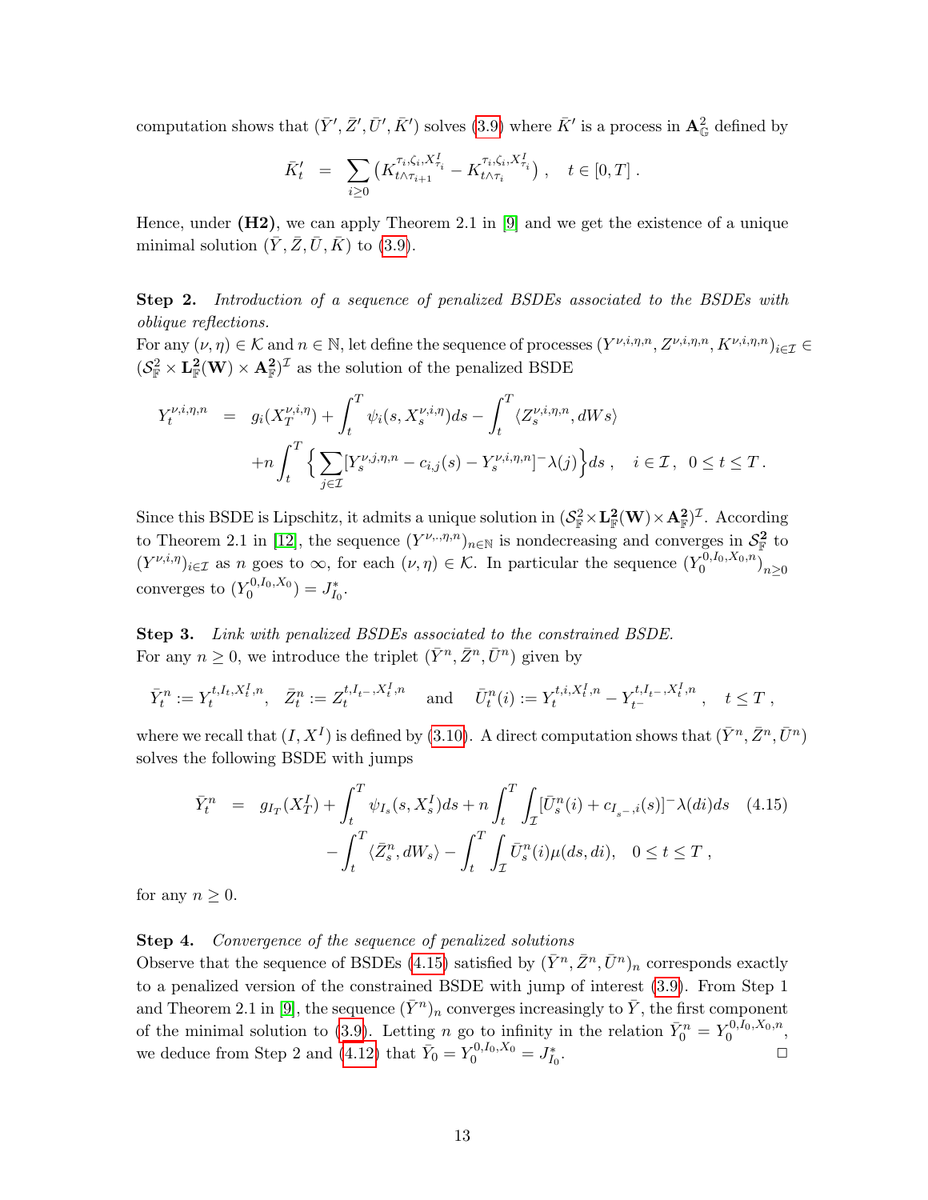computation shows that $(\bar{Y}', \bar{Z}', \bar{U}', \bar{K}')$ solves (3.9) where $\bar{K}'$ is a process in $\mathbf{A}^2_{\mathbb{G}}$ defined by

$$
\bar{K}'_t \;=\; \sum_{i\geq 0} \left( K^{\tau_i,\zeta_i,X^I_{\tau_i}}_{t\wedge\tau_{i+1}} - K^{\tau_i,\zeta_i,X^I_{\tau_i}}_{t\wedge\tau_i} \right), \quad t\in[0,T]\,.
$$

Hence, under **(H2)**, we can apply Theorem 2.1 in [9] and we get the existence of a unique minimal solution $(\bar{Y}, \bar{Z}, \bar{U}, \bar{K})$ to (3.9).

**Step 2.** *Introduction of a sequence of penalized BSDEs associated to the BSDEs with oblique reflections.*
For any $(\nu,\eta)\in\mathcal{K}$ and $n\in\mathbb{N}$, let define the sequence of processes $(Y^{\nu,i,\eta,n}, Z^{\nu,i,\eta,n}, K^{\nu,i,\eta,n})_{i\in\mathcal{I}} \in (\mathcal{S}^2_{\mathbb{F}}\times \mathbf{L}^2_{\mathbb{F}}(\mathbf{W})\times\mathbf{A}^2_{\mathbb{F}})^{\mathcal{I}}$ as the solution of the penalized BSDE

$$
\begin{aligned}
Y^{\nu,i,\eta,n}_t \;&=\; g_i(X^{\nu,i,\eta}_T) + \int_t^T \psi_i(s, X^{\nu,i,\eta}_s)ds - \int_t^T \langle Z^{\nu,i,\eta,n}_s, dWs\rangle \\
&\quad + n\int_t^T \Big\{ \sum_{j\in\mathcal{I}} [Y^{\nu,j,\eta,n}_s - c_{i,j}(s) - Y^{\nu,i,\eta,n}_s]^- \lambda(j)\Big\} ds\,, \quad i\in\mathcal{I}\,,\;\; 0\leq t\leq T\,.
\end{aligned}
$$

Since this BSDE is Lipschitz, it admits a unique solution in $(\mathcal{S}^2_{\mathbb{F}}\times\mathbf{L}^2_{\mathbb{F}}(\mathbf{W})\times\mathbf{A}^2_{\mathbb{F}})^{\mathcal{I}}$. According to Theorem 2.1 in [12], the sequence $(Y^{\nu,\cdot,\eta,n})_{n\in\mathbb{N}}$ is nondecreasing and converges in $\mathcal{S}^2_{\mathbb{F}}$ to $(Y^{\nu,i,\eta})_{i\in\mathcal{I}}$ as $n$ goes to $\infty$, for each $(\nu,\eta)\in\mathcal{K}$. In particular the sequence $(Y^{0,I_0,X_0,n}_0)_{n\geq 0}$ converges to $(Y^{0,I_0,X_0}_0) = J^*_{I_0}$.

**Step 3.** *Link with penalized BSDEs associated to the constrained BSDE.*
For any $n\geq 0$, we introduce the triplet $(\bar{Y}^n, \bar{Z}^n, \bar{U}^n)$ given by

$$
\bar{Y}^n_t := Y^{t,I_t,X^I_t,n}_t, \quad \bar{Z}^n_t := Z^{t,I_{t^-},X^I_t,n}_t \quad \text{and} \quad \bar{U}^n_t(i) := Y^{t,i,X^I_t,n}_t - Y^{t,I_{t^-},X^I_t,n}_{t^-}\,, \quad t\leq T\,,
$$

where we recall that $(I, X^I)$ is defined by (3.10). A direct computation shows that $(\bar{Y}^n, \bar{Z}^n, \bar{U}^n)$ solves the following BSDE with jumps

$$
\begin{aligned}
\bar{Y}^n_t \;&=\; g_{I_T}(X^I_T) + \int_t^T \psi_{I_s}(s, X^I_s)ds + n\int_t^T \int_{\mathcal{I}} [\bar{U}^n_s(i) + c_{I_{s^-},i}(s)]^- \lambda(di)ds \qquad (4.15)\\
&\quad - \int_t^T \langle \bar{Z}^n_s, dW_s\rangle - \int_t^T\int_{\mathcal{I}} \bar{U}^n_s(i)\mu(ds,di), \quad 0\leq t\leq T\,,
\end{aligned}
$$

for any $n\geq 0$.

**Step 4.** *Convergence of the sequence of penalized solutions*
Observe that the sequence of BSDEs (4.15) satisfied by $(\bar{Y}^n, \bar{Z}^n, \bar{U}^n)_n$ corresponds exactly to a penalized version of the constrained BSDE with jump of interest (3.9). From Step 1 and Theorem 2.1 in [9], the sequence $(\bar{Y}^n)_n$ converges increasingly to $\bar{Y}$, the first component of the minimal solution to (3.9). Letting $n$ go to infinity in the relation $\bar{Y}^n_0 = Y^{0,I_0,X_0,n}_0$, we deduce from Step 2 and (4.12) that $\bar{Y}_0 = Y^{0,I_0,X_0}_0 = J^*_{I_0}$. □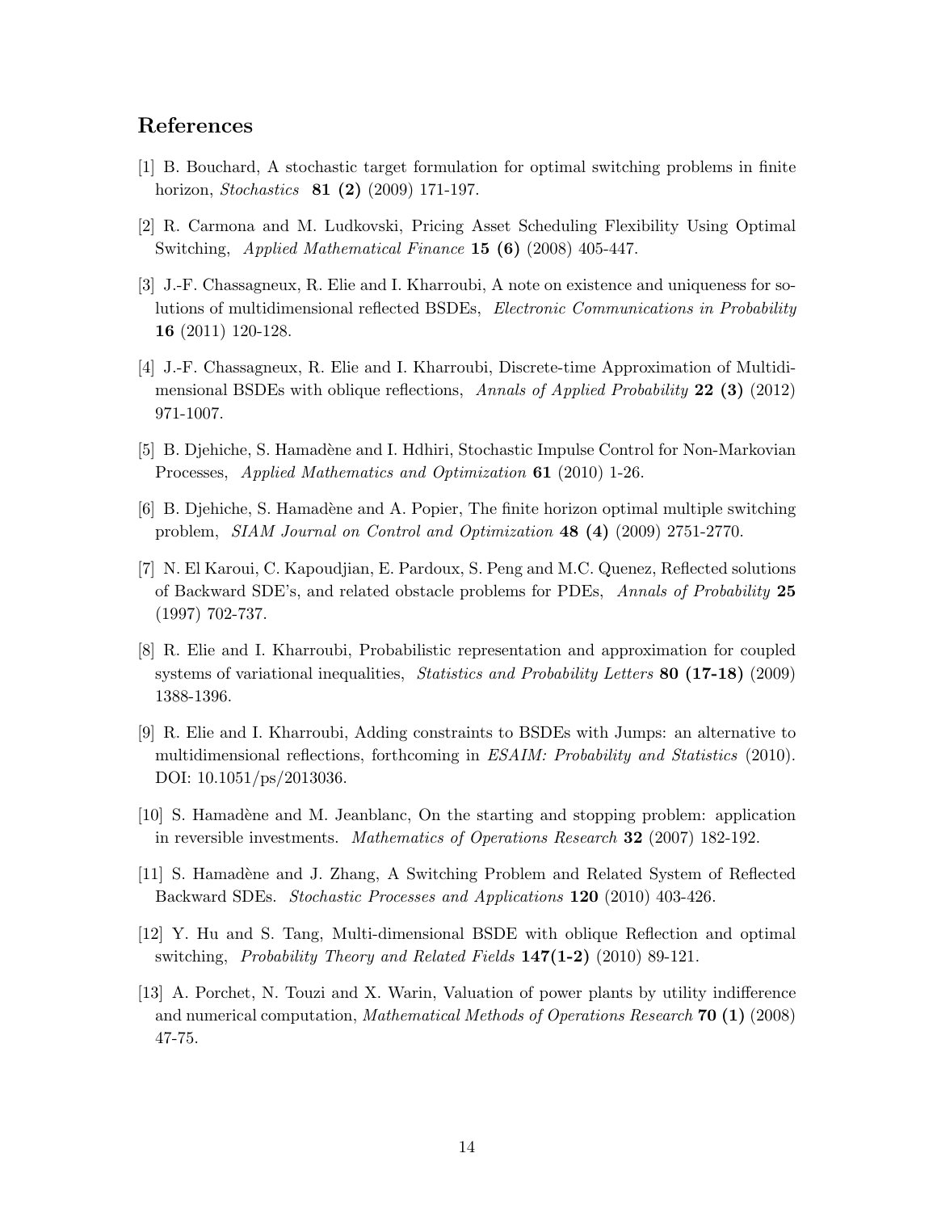## References

[1] B. Bouchard, A stochastic target formulation for optimal switching problems in finite horizon, *Stochastics* **81 (2)** (2009) 171-197.

[2] R. Carmona and M. Ludkovski, Pricing Asset Scheduling Flexibility Using Optimal Switching, *Applied Mathematical Finance* **15 (6)** (2008) 405-447.

[3] J.-F. Chassagneux, R. Elie and I. Kharroubi, A note on existence and uniqueness for solutions of multidimensional reflected BSDEs, *Electronic Communications in Probability* **16** (2011) 120-128.

[4] J.-F. Chassagneux, R. Elie and I. Kharroubi, Discrete-time Approximation of Multidimensional BSDEs with oblique reflections, *Annals of Applied Probability* **22 (3)** (2012) 971-1007.

[5] B. Djehiche, S. Hamadène and I. Hdhiri, Stochastic Impulse Control for Non-Markovian Processes, *Applied Mathematics and Optimization* **61** (2010) 1-26.

[6] B. Djehiche, S. Hamadène and A. Popier, The finite horizon optimal multiple switching problem, *SIAM Journal on Control and Optimization* **48 (4)** (2009) 2751-2770.

[7] N. El Karoui, C. Kapoudjian, E. Pardoux, S. Peng and M.C. Quenez, Reflected solutions of Backward SDE's, and related obstacle problems for PDEs, *Annals of Probability* **25** (1997) 702-737.

[8] R. Elie and I. Kharroubi, Probabilistic representation and approximation for coupled systems of variational inequalities, *Statistics and Probability Letters* **80 (17-18)** (2009) 1388-1396.

[9] R. Elie and I. Kharroubi, Adding constraints to BSDEs with Jumps: an alternative to multidimensional reflections, forthcoming in *ESAIM: Probability and Statistics* (2010). DOI: 10.1051/ps/2013036.

[10] S. Hamadène and M. Jeanblanc, On the starting and stopping problem: application in reversible investments. *Mathematics of Operations Research* **32** (2007) 182-192.

[11] S. Hamadène and J. Zhang, A Switching Problem and Related System of Reflected Backward SDEs. *Stochastic Processes and Applications* **120** (2010) 403-426.

[12] Y. Hu and S. Tang, Multi-dimensional BSDE with oblique Reflection and optimal switching, *Probability Theory and Related Fields* **147(1-2)** (2010) 89-121.

[13] A. Porchet, N. Touzi and X. Warin, Valuation of power plants by utility indifference and numerical computation, *Mathematical Methods of Operations Research* **70 (1)** (2008) 47-75.